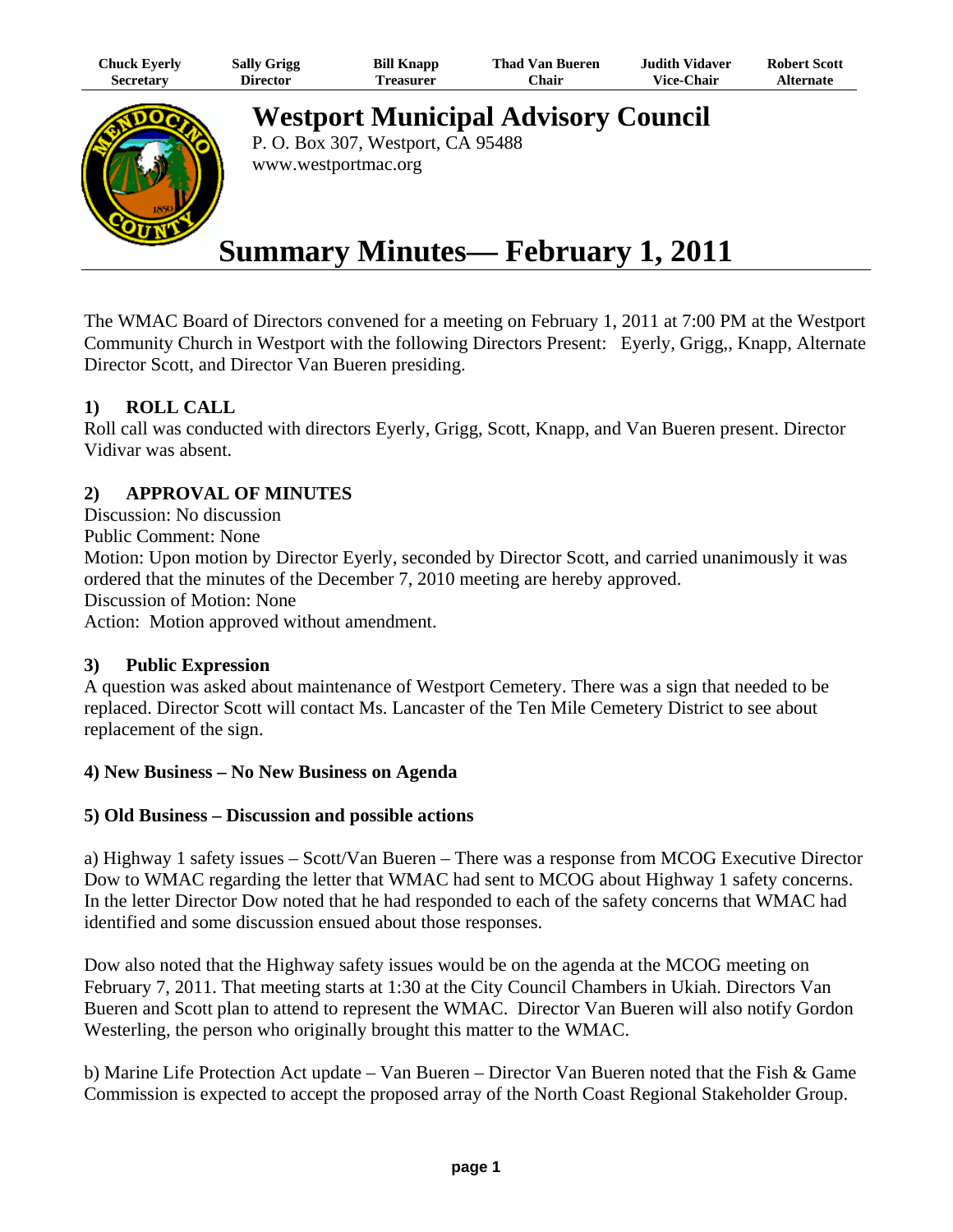| Chuck Eyerly | Sally Grigg | Bill Knapp | Thad Van Bueren | Judith Vidaver | Robert Scott |
|---|---|---|---|---|---|
| Secretary | Director | Treasurer | Chair | Vice-Chair | Alternate |

# Westport Municipal Advisory Council

P. O. Box 307, Westport, CA 95488
www.westportmac.org

# Summary Minutes— February 1, 2011

The WMAC Board of Directors convened for a meeting on February 1, 2011 at 7:00 PM at the Westport Community Church in Westport with the following Directors Present: Eyerly, Grigg,, Knapp, Alternate Director Scott, and Director Van Bueren presiding.

### 1) ROLL CALL

Roll call was conducted with directors Eyerly, Grigg, Scott, Knapp, and Van Bueren present. Director Vidivar was absent.

### 2) APPROVAL OF MINUTES

Discussion: No discussion
Public Comment: None
Motion: Upon motion by Director Eyerly, seconded by Director Scott, and carried unanimously it was ordered that the minutes of the December 7, 2010 meeting are hereby approved.
Discussion of Motion: None
Action: Motion approved without amendment.

### 3) Public Expression

A question was asked about maintenance of Westport Cemetery. There was a sign that needed to be replaced. Director Scott will contact Ms. Lancaster of the Ten Mile Cemetery District to see about replacement of the sign.

### 4) New Business – No New Business on Agenda

### 5) Old Business – Discussion and possible actions

a) Highway 1 safety issues – Scott/Van Bueren – There was a response from MCOG Executive Director Dow to WMAC regarding the letter that WMAC had sent to MCOG about Highway 1 safety concerns. In the letter Director Dow noted that he had responded to each of the safety concerns that WMAC had identified and some discussion ensued about those responses.

Dow also noted that the Highway safety issues would be on the agenda at the MCOG meeting on February 7, 2011. That meeting starts at 1:30 at the City Council Chambers in Ukiah. Directors Van Bueren and Scott plan to attend to represent the WMAC. Director Van Bueren will also notify Gordon Westerling, the person who originally brought this matter to the WMAC.

b) Marine Life Protection Act update – Van Bueren – Director Van Bueren noted that the Fish & Game Commission is expected to accept the proposed array of the North Coast Regional Stakeholder Group.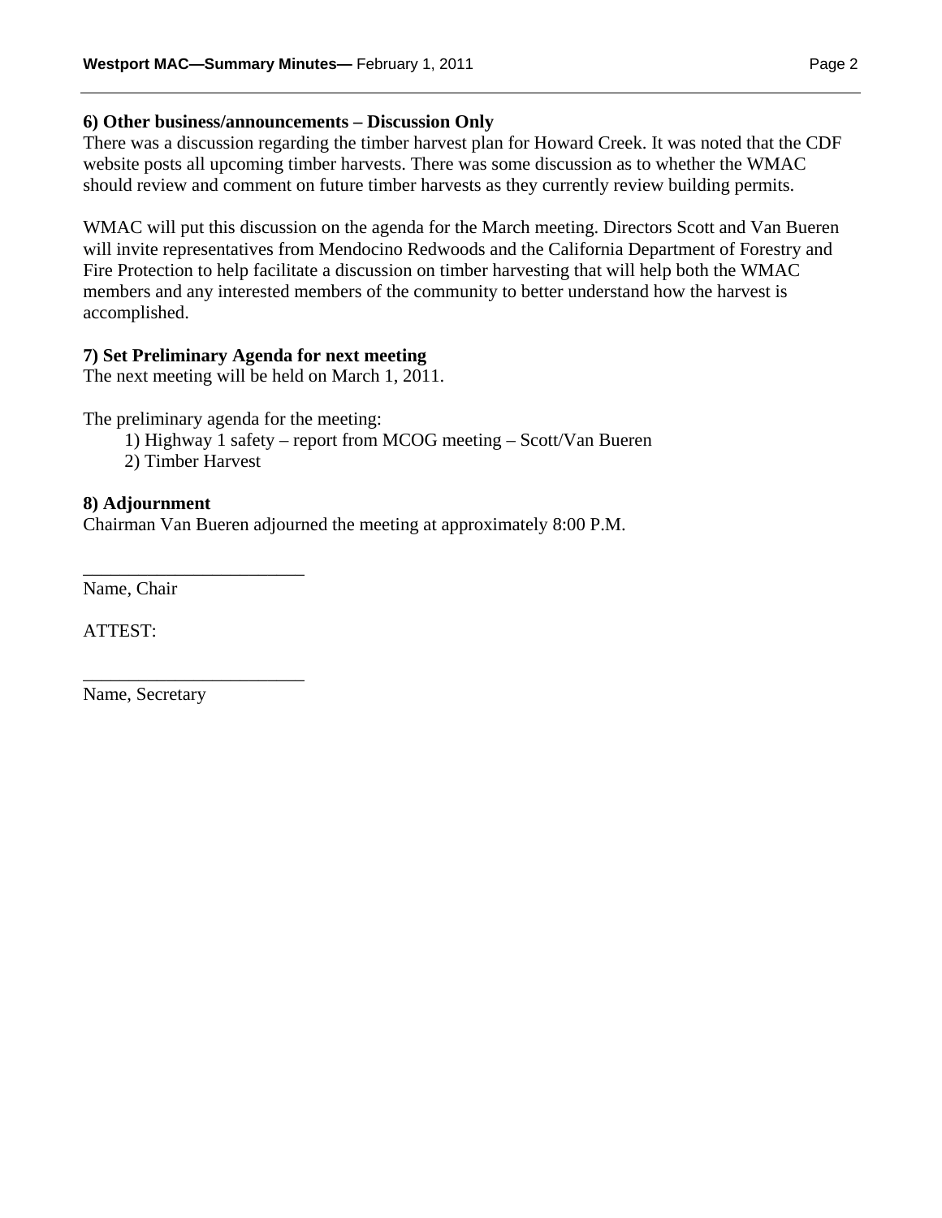**6) Other business/announcements – Discussion Only**

There was a discussion regarding the timber harvest plan for Howard Creek. It was noted that the CDF website posts all upcoming timber harvests. There was some discussion as to whether the WMAC should review and comment on future timber harvests as they currently review building permits.

WMAC will put this discussion on the agenda for the March meeting. Directors Scott and Van Bueren will invite representatives from Mendocino Redwoods and the California Department of Forestry and Fire Protection to help facilitate a discussion on timber harvesting that will help both the WMAC members and any interested members of the community to better understand how the harvest is accomplished.

**7) Set Preliminary Agenda for next meeting**

The next meeting will be held on March 1, 2011.

The preliminary agenda for the meeting:

1) Highway 1 safety – report from MCOG meeting – Scott/Van Bueren
2) Timber Harvest

**8) Adjournment**

Chairman Van Bueren adjourned the meeting at approximately 8:00 P.M.

________________________

Name, Chair

ATTEST:

________________________

Name, Secretary